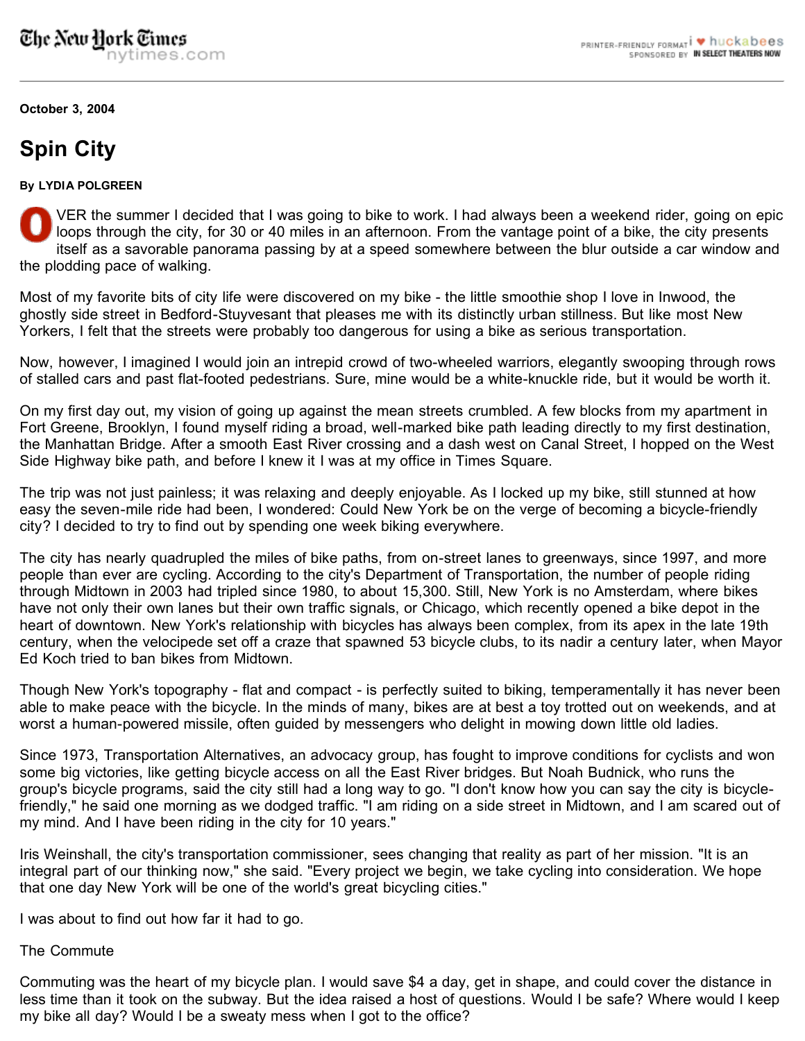October 3, 2004

# Spin City

**By LYDIA POLGREEN**

OVER the summer I decided that I was going to bike to work. I had always been a weekend rider, going on epic loops through the city, for 30 or 40 miles in an afternoon. From the vantage point of a bike, the city presents itself as a savorable panorama passing by at a speed somewhere between the blur outside a car window and the plodding pace of walking.

Most of my favorite bits of city life were discovered on my bike - the little smoothie shop I love in Inwood, the ghostly side street in Bedford-Stuyvesant that pleases me with its distinctly urban stillness. But like most New Yorkers, I felt that the streets were probably too dangerous for using a bike as serious transportation.

Now, however, I imagined I would join an intrepid crowd of two-wheeled warriors, elegantly swooping through rows of stalled cars and past flat-footed pedestrians. Sure, mine would be a white-knuckle ride, but it would be worth it.

On my first day out, my vision of going up against the mean streets crumbled. A few blocks from my apartment in Fort Greene, Brooklyn, I found myself riding a broad, well-marked bike path leading directly to my first destination, the Manhattan Bridge. After a smooth East River crossing and a dash west on Canal Street, I hopped on the West Side Highway bike path, and before I knew it I was at my office in Times Square.

The trip was not just painless; it was relaxing and deeply enjoyable. As I locked up my bike, still stunned at how easy the seven-mile ride had been, I wondered: Could New York be on the verge of becoming a bicycle-friendly city? I decided to try to find out by spending one week biking everywhere.

The city has nearly quadrupled the miles of bike paths, from on-street lanes to greenways, since 1997, and more people than ever are cycling. According to the city's Department of Transportation, the number of people riding through Midtown in 2003 had tripled since 1980, to about 15,300. Still, New York is no Amsterdam, where bikes have not only their own lanes but their own traffic signals, or Chicago, which recently opened a bike depot in the heart of downtown. New York's relationship with bicycles has always been complex, from its apex in the late 19th century, when the velocipede set off a craze that spawned 53 bicycle clubs, to its nadir a century later, when Mayor Ed Koch tried to ban bikes from Midtown.

Though New York's topography - flat and compact - is perfectly suited to biking, temperamentally it has never been able to make peace with the bicycle. In the minds of many, bikes are at best a toy trotted out on weekends, and at worst a human-powered missile, often guided by messengers who delight in mowing down little old ladies.

Since 1973, Transportation Alternatives, an advocacy group, has fought to improve conditions for cyclists and won some big victories, like getting bicycle access on all the East River bridges. But Noah Budnick, who runs the group's bicycle programs, said the city still had a long way to go. "I don't know how you can say the city is bicycle-friendly," he said one morning as we dodged traffic. "I am riding on a side street in Midtown, and I am scared out of my mind. And I have been riding in the city for 10 years."

Iris Weinshall, the city's transportation commissioner, sees changing that reality as part of her mission. "It is an integral part of our thinking now," she said. "Every project we begin, we take cycling into consideration. We hope that one day New York will be one of the world's great bicycling cities."

I was about to find out how far it had to go.

## The Commute

Commuting was the heart of my bicycle plan. I would save $4 a day, get in shape, and could cover the distance in less time than it took on the subway. But the idea raised a host of questions. Would I be safe? Where would I keep my bike all day? Would I be a sweaty mess when I got to the office?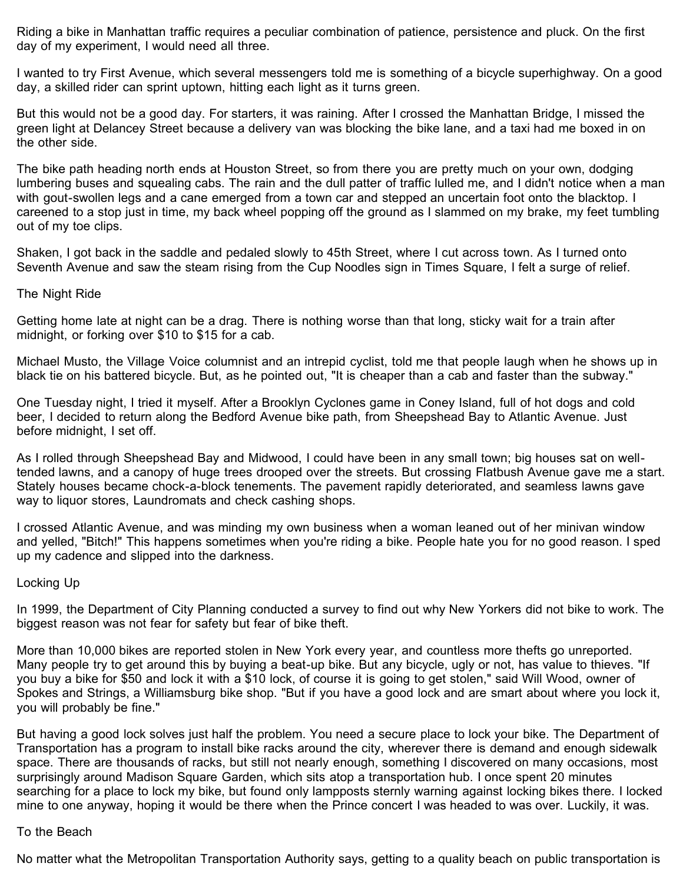Riding a bike in Manhattan traffic requires a peculiar combination of patience, persistence and pluck. On the first day of my experiment, I would need all three.

I wanted to try First Avenue, which several messengers told me is something of a bicycle superhighway. On a good day, a skilled rider can sprint uptown, hitting each light as it turns green.

But this would not be a good day. For starters, it was raining. After I crossed the Manhattan Bridge, I missed the green light at Delancey Street because a delivery van was blocking the bike lane, and a taxi had me boxed in on the other side.

The bike path heading north ends at Houston Street, so from there you are pretty much on your own, dodging lumbering buses and squealing cabs. The rain and the dull patter of traffic lulled me, and I didn't notice when a man with gout-swollen legs and a cane emerged from a town car and stepped an uncertain foot onto the blacktop. I careened to a stop just in time, my back wheel popping off the ground as I slammed on my brake, my feet tumbling out of my toe clips.

Shaken, I got back in the saddle and pedaled slowly to 45th Street, where I cut across town. As I turned onto Seventh Avenue and saw the steam rising from the Cup Noodles sign in Times Square, I felt a surge of relief.

## The Night Ride

Getting home late at night can be a drag. There is nothing worse than that long, sticky wait for a train after midnight, or forking over $10 to $15 for a cab.

Michael Musto, the Village Voice columnist and an intrepid cyclist, told me that people laugh when he shows up in black tie on his battered bicycle. But, as he pointed out, "It is cheaper than a cab and faster than the subway."

One Tuesday night, I tried it myself. After a Brooklyn Cyclones game in Coney Island, full of hot dogs and cold beer, I decided to return along the Bedford Avenue bike path, from Sheepshead Bay to Atlantic Avenue. Just before midnight, I set off.

As I rolled through Sheepshead Bay and Midwood, I could have been in any small town; big houses sat on well-tended lawns, and a canopy of huge trees drooped over the streets. But crossing Flatbush Avenue gave me a start. Stately houses became chock-a-block tenements. The pavement rapidly deteriorated, and seamless lawns gave way to liquor stores, Laundromats and check cashing shops.

I crossed Atlantic Avenue, and was minding my own business when a woman leaned out of her minivan window and yelled, "Bitch!" This happens sometimes when you're riding a bike. People hate you for no good reason. I sped up my cadence and slipped into the darkness.

## Locking Up

In 1999, the Department of City Planning conducted a survey to find out why New Yorkers did not bike to work. The biggest reason was not fear for safety but fear of bike theft.

More than 10,000 bikes are reported stolen in New York every year, and countless more thefts go unreported. Many people try to get around this by buying a beat-up bike. But any bicycle, ugly or not, has value to thieves. "If you buy a bike for $50 and lock it with a $10 lock, of course it is going to get stolen," said Will Wood, owner of Spokes and Strings, a Williamsburg bike shop. "But if you have a good lock and are smart about where you lock it, you will probably be fine."

But having a good lock solves just half the problem. You need a secure place to lock your bike. The Department of Transportation has a program to install bike racks around the city, wherever there is demand and enough sidewalk space. There are thousands of racks, but still not nearly enough, something I discovered on many occasions, most surprisingly around Madison Square Garden, which sits atop a transportation hub. I once spent 20 minutes searching for a place to lock my bike, but found only lampposts sternly warning against locking bikes there. I locked mine to one anyway, hoping it would be there when the Prince concert I was headed to was over. Luckily, it was.

## To the Beach

No matter what the Metropolitan Transportation Authority says, getting to a quality beach on public transportation is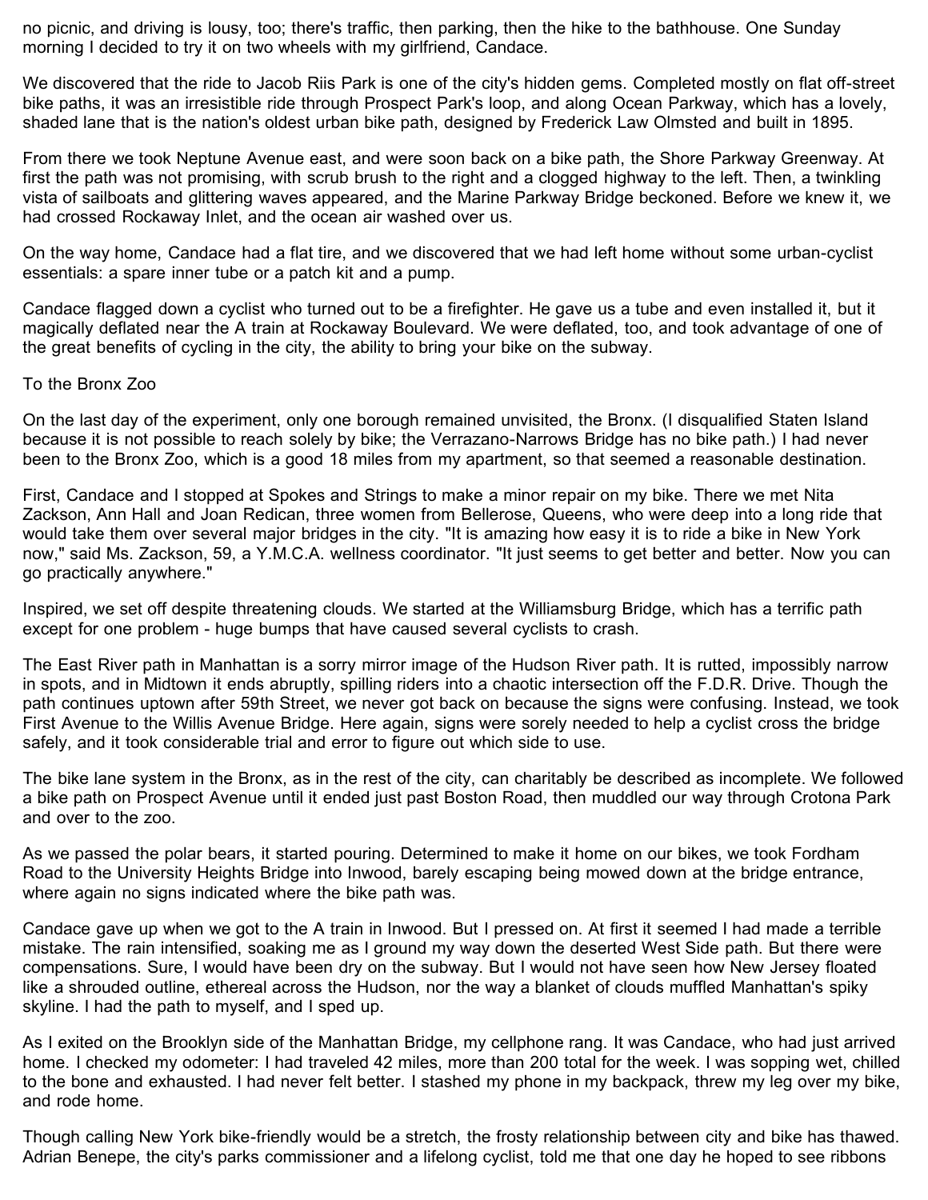no picnic, and driving is lousy, too; there's traffic, then parking, then the hike to the bathhouse. One Sunday morning I decided to try it on two wheels with my girlfriend, Candace.

We discovered that the ride to Jacob Riis Park is one of the city's hidden gems. Completed mostly on flat off-street bike paths, it was an irresistible ride through Prospect Park's loop, and along Ocean Parkway, which has a lovely, shaded lane that is the nation's oldest urban bike path, designed by Frederick Law Olmsted and built in 1895.

From there we took Neptune Avenue east, and were soon back on a bike path, the Shore Parkway Greenway. At first the path was not promising, with scrub brush to the right and a clogged highway to the left. Then, a twinkling vista of sailboats and glittering waves appeared, and the Marine Parkway Bridge beckoned. Before we knew it, we had crossed Rockaway Inlet, and the ocean air washed over us.

On the way home, Candace had a flat tire, and we discovered that we had left home without some urban-cyclist essentials: a spare inner tube or a patch kit and a pump.

Candace flagged down a cyclist who turned out to be a firefighter. He gave us a tube and even installed it, but it magically deflated near the A train at Rockaway Boulevard. We were deflated, too, and took advantage of one of the great benefits of cycling in the city, the ability to bring your bike on the subway.

To the Bronx Zoo

On the last day of the experiment, only one borough remained unvisited, the Bronx. (I disqualified Staten Island because it is not possible to reach solely by bike; the Verrazano-Narrows Bridge has no bike path.) I had never been to the Bronx Zoo, which is a good 18 miles from my apartment, so that seemed a reasonable destination.

First, Candace and I stopped at Spokes and Strings to make a minor repair on my bike. There we met Nita Zackson, Ann Hall and Joan Redican, three women from Bellerose, Queens, who were deep into a long ride that would take them over several major bridges in the city. "It is amazing how easy it is to ride a bike in New York now," said Ms. Zackson, 59, a Y.M.C.A. wellness coordinator. "It just seems to get better and better. Now you can go practically anywhere."

Inspired, we set off despite threatening clouds. We started at the Williamsburg Bridge, which has a terrific path except for one problem - huge bumps that have caused several cyclists to crash.

The East River path in Manhattan is a sorry mirror image of the Hudson River path. It is rutted, impossibly narrow in spots, and in Midtown it ends abruptly, spilling riders into a chaotic intersection off the F.D.R. Drive. Though the path continues uptown after 59th Street, we never got back on because the signs were confusing. Instead, we took First Avenue to the Willis Avenue Bridge. Here again, signs were sorely needed to help a cyclist cross the bridge safely, and it took considerable trial and error to figure out which side to use.

The bike lane system in the Bronx, as in the rest of the city, can charitably be described as incomplete. We followed a bike path on Prospect Avenue until it ended just past Boston Road, then muddled our way through Crotona Park and over to the zoo.

As we passed the polar bears, it started pouring. Determined to make it home on our bikes, we took Fordham Road to the University Heights Bridge into Inwood, barely escaping being mowed down at the bridge entrance, where again no signs indicated where the bike path was.

Candace gave up when we got to the A train in Inwood. But I pressed on. At first it seemed I had made a terrible mistake. The rain intensified, soaking me as I ground my way down the deserted West Side path. But there were compensations. Sure, I would have been dry on the subway. But I would not have seen how New Jersey floated like a shrouded outline, ethereal across the Hudson, nor the way a blanket of clouds muffled Manhattan's spiky skyline. I had the path to myself, and I sped up.

As I exited on the Brooklyn side of the Manhattan Bridge, my cellphone rang. It was Candace, who had just arrived home. I checked my odometer: I had traveled 42 miles, more than 200 total for the week. I was sopping wet, chilled to the bone and exhausted. I had never felt better. I stashed my phone in my backpack, threw my leg over my bike, and rode home.

Though calling New York bike-friendly would be a stretch, the frosty relationship between city and bike has thawed. Adrian Benepe, the city's parks commissioner and a lifelong cyclist, told me that one day he hoped to see ribbons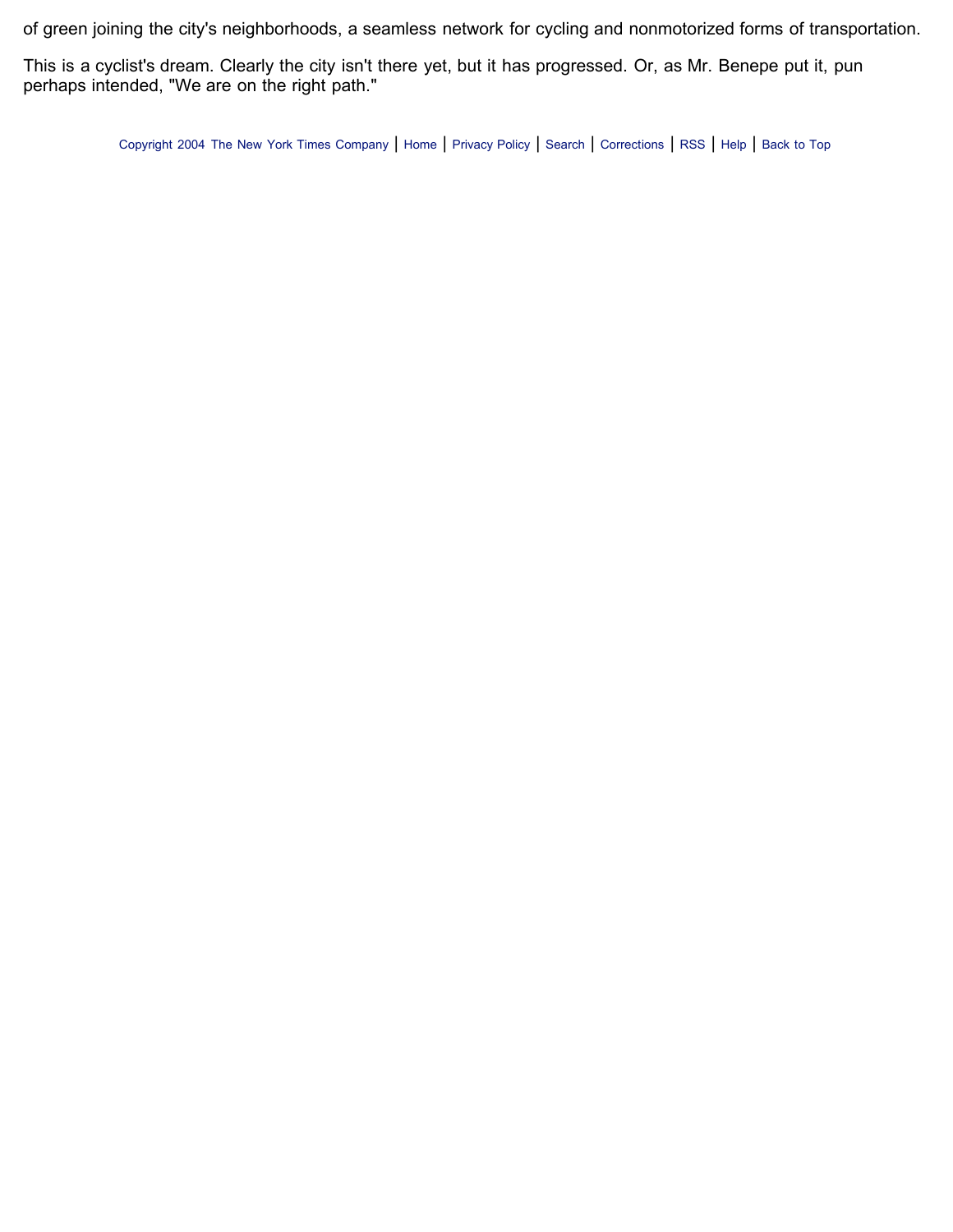of green joining the city's neighborhoods, a seamless network for cycling and nonmotorized forms of transportation.

This is a cyclist's dream. Clearly the city isn't there yet, but it has progressed. Or, as Mr. Benepe put it, pun perhaps intended, "We are on the right path."

Copyright 2004 The New York Times Company | Home | Privacy Policy | Search | Corrections | RSS | Help | Back to Top